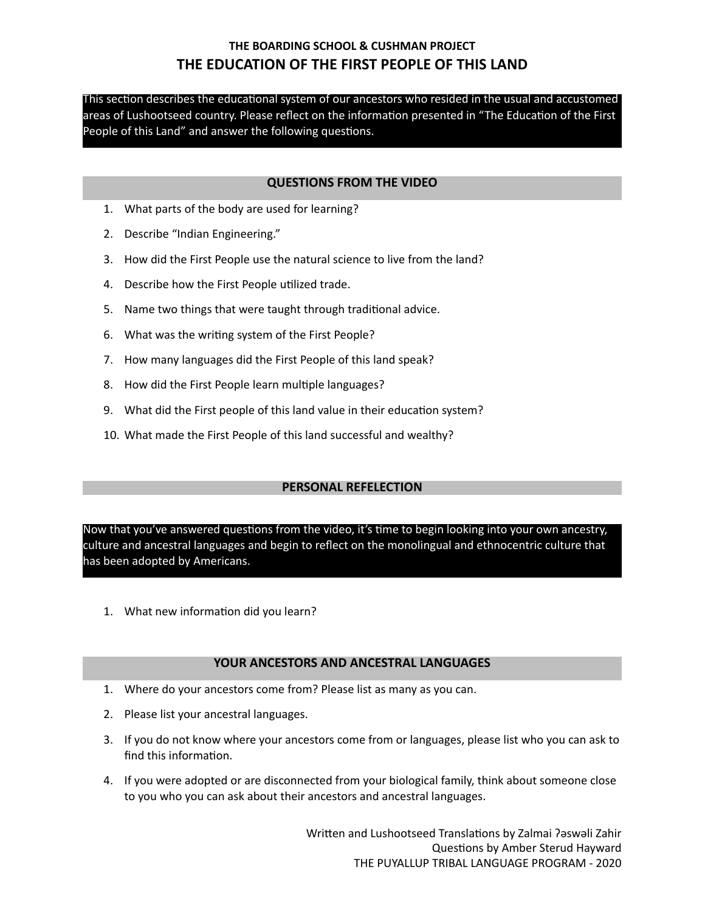### THE BOARDING SCHOOL & CUSHMAN PROJECT

# THE EDUCATION OF THE FIRST PEOPLE OF THIS LAND

This section describes the educational system of our ancestors who resided in the usual and accustomed areas of Lushootseed country. Please reflect on the information presented in "The Education of the First People of this Land" and answer the following questions.

## QUESTIONS FROM THE VIDEO

1. What parts of the body are used for learning?
2. Describe "Indian Engineering."
3. How did the First People use the natural science to live from the land?
4. Describe how the First People utilized trade.
5. Name two things that were taught through traditional advice.
6. What was the writing system of the First People?
7. How many languages did the First People of this land speak?
8. How did the First People learn multiple languages?
9. What did the First people of this land value in their education system?
10. What made the First People of this land successful and wealthy?

## PERSONAL REFELECTION

Now that you've answered questions from the video, it's time to begin looking into your own ancestry, culture and ancestral languages and begin to reflect on the monolingual and ethnocentric culture that has been adopted by Americans.

1. What new information did you learn?

## YOUR ANCESTORS AND ANCESTRAL LANGUAGES

1. Where do your ancestors come from? Please list as many as you can.
2. Please list your ancestral languages.
3. If you do not know where your ancestors come from or languages, please list who you can ask to find this information.
4. If you were adopted or are disconnected from your biological family, think about someone close to you who you can ask about their ancestors and ancestral languages.

Written and Lushootseed Translations by Zalmai ʔəswəli Zahir
Questions by Amber Sterud Hayward
THE PUYALLUP TRIBAL LANGUAGE PROGRAM - 2020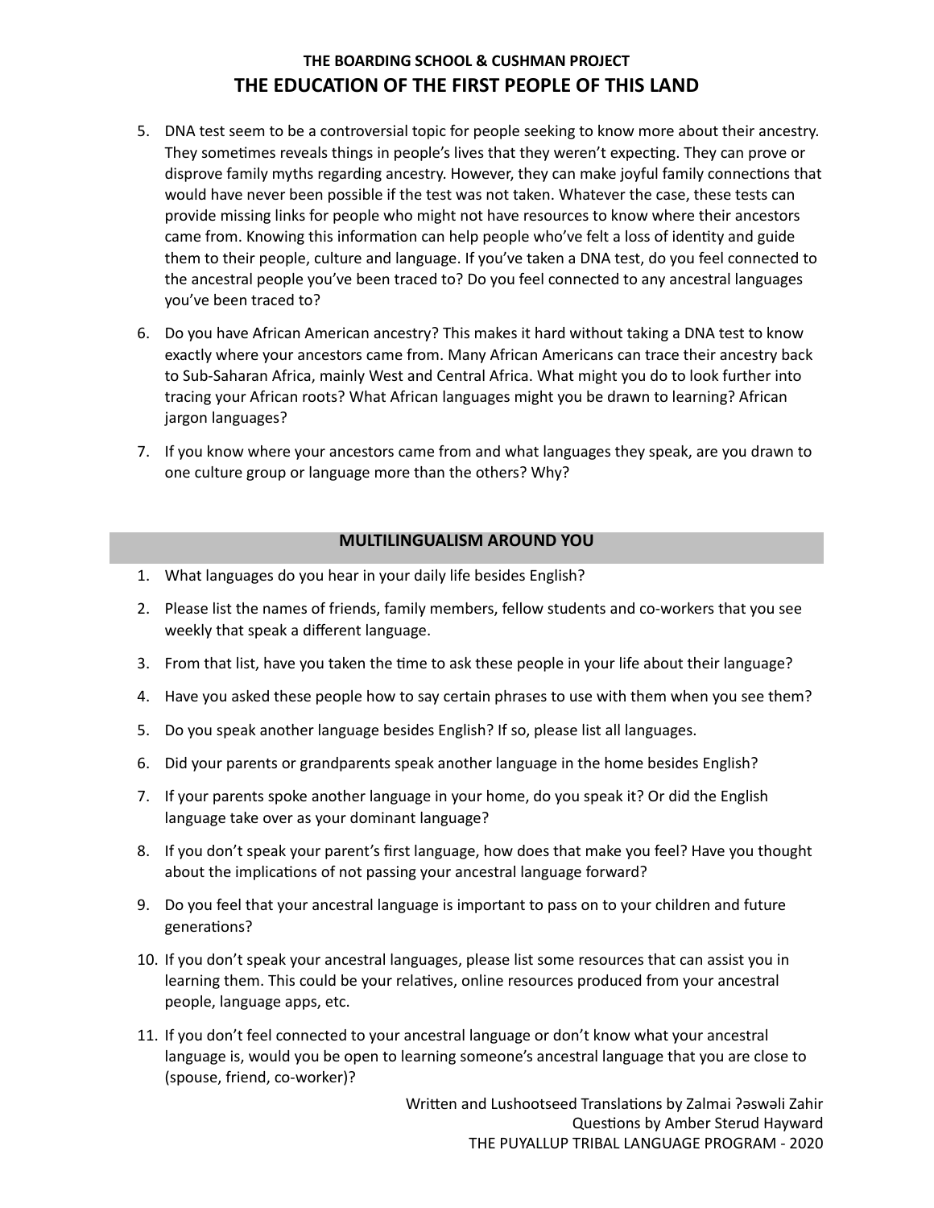5. DNA test seem to be a controversial topic for people seeking to know more about their ancestry. They sometimes reveals things in people's lives that they weren't expecting. They can prove or disprove family myths regarding ancestry. However, they can make joyful family connections that would have never been possible if the test was not taken. Whatever the case, these tests can provide missing links for people who might not have resources to know where their ancestors came from. Knowing this information can help people who've felt a loss of identity and guide them to their people, culture and language. If you've taken a DNA test, do you feel connected to the ancestral people you've been traced to? Do you feel connected to any ancestral languages you've been traced to?

6. Do you have African American ancestry? This makes it hard without taking a DNA test to know exactly where your ancestors came from. Many African Americans can trace their ancestry back to Sub-Saharan Africa, mainly West and Central Africa. What might you do to look further into tracing your African roots? What African languages might you be drawn to learning? African jargon languages?

7. If you know where your ancestors came from and what languages they speak, are you drawn to one culture group or language more than the others? Why?

## MULTILINGUALISM AROUND YOU

1. What languages do you hear in your daily life besides English?
2. Please list the names of friends, family members, fellow students and co-workers that you see weekly that speak a different language.
3. From that list, have you taken the time to ask these people in your life about their language?
4. Have you asked these people how to say certain phrases to use with them when you see them?
5. Do you speak another language besides English? If so, please list all languages.
6. Did your parents or grandparents speak another language in the home besides English?
7. If your parents spoke another language in your home, do you speak it? Or did the English language take over as your dominant language?
8. If you don't speak your parent's first language, how does that make you feel? Have you thought about the implications of not passing your ancestral language forward?
9. Do you feel that your ancestral language is important to pass on to your children and future generations?
10. If you don't speak your ancestral languages, please list some resources that can assist you in learning them. This could be your relatives, online resources produced from your ancestral people, language apps, etc.
11. If you don't feel connected to your ancestral language or don't know what your ancestral language is, would you be open to learning someone's ancestral language that you are close to (spouse, friend, co-worker)?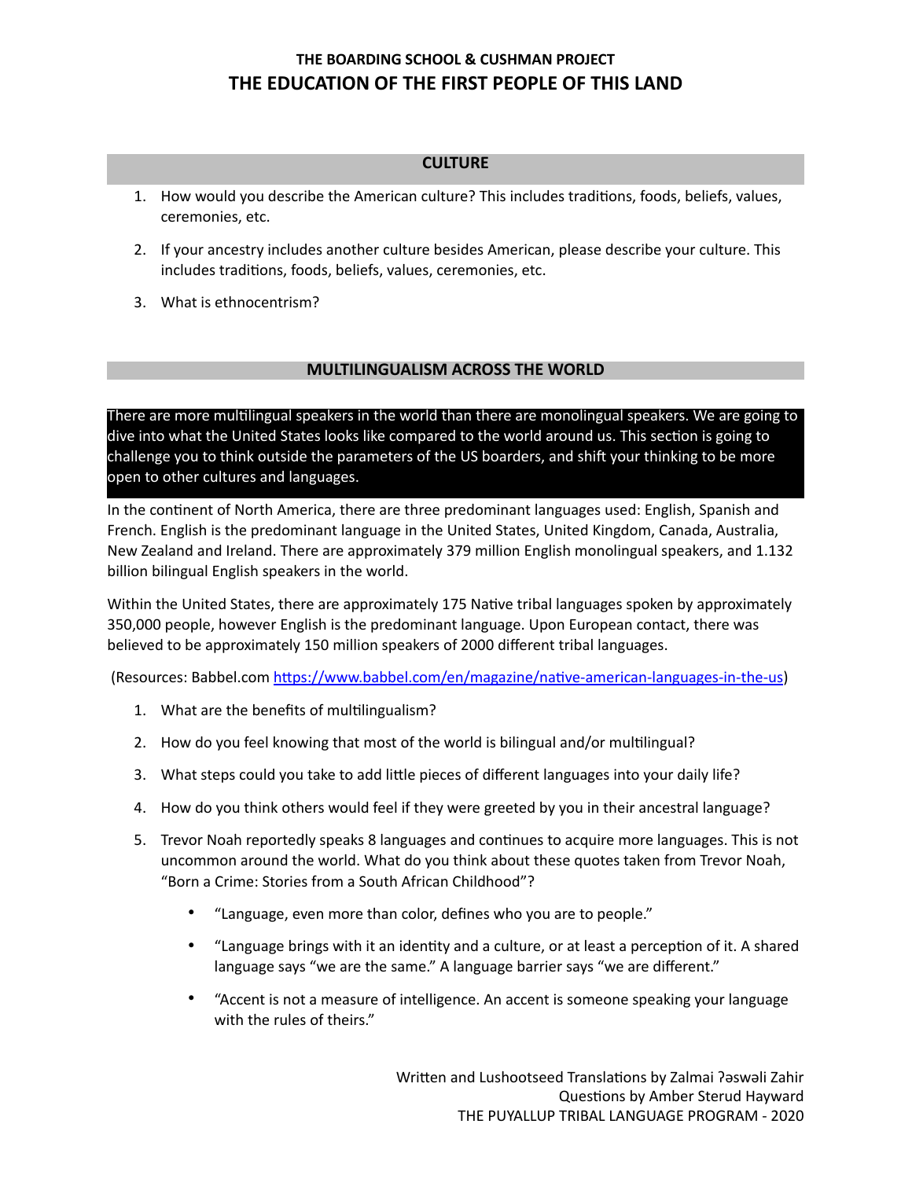# THE BOARDING SCHOOL & CUSHMAN PROJECT
## THE EDUCATION OF THE FIRST PEOPLE OF THIS LAND

### CULTURE

1. How would you describe the American culture? This includes traditions, foods, beliefs, values, ceremonies, etc.
2. If your ancestry includes another culture besides American, please describe your culture. This includes traditions, foods, beliefs, values, ceremonies, etc.
3. What is ethnocentrism?

### MULTILINGUALISM ACROSS THE WORLD

There are more multilingual speakers in the world than there are monolingual speakers. We are going to dive into what the United States looks like compared to the world around us. This section is going to challenge you to think outside the parameters of the US boarders, and shift your thinking to be more open to other cultures and languages.

In the continent of North America, there are three predominant languages used: English, Spanish and French. English is the predominant language in the United States, United Kingdom, Canada, Australia, New Zealand and Ireland. There are approximately 379 million English monolingual speakers, and 1.132 billion bilingual English speakers in the world.

Within the United States, there are approximately 175 Native tribal languages spoken by approximately 350,000 people, however English is the predominant language. Upon European contact, there was believed to be approximately 150 million speakers of 2000 different tribal languages.

(Resources: Babbel.com https://www.babbel.com/en/magazine/native-american-languages-in-the-us)

1. What are the benefits of multilingualism?
2. How do you feel knowing that most of the world is bilingual and/or multilingual?
3. What steps could you take to add little pieces of different languages into your daily life?
4. How do you think others would feel if they were greeted by you in their ancestral language?
5. Trevor Noah reportedly speaks 8 languages and continues to acquire more languages. This is not uncommon around the world. What do you think about these quotes taken from Trevor Noah, "Born a Crime: Stories from a South African Childhood"?
   - "Language, even more than color, defines who you are to people."
   - "Language brings with it an identity and a culture, or at least a perception of it. A shared language says "we are the same." A language barrier says "we are different."
   - "Accent is not a measure of intelligence. An accent is someone speaking your language with the rules of theirs."

Written and Lushootseed Translations by Zalmai ʔəswəli Zahir
Questions by Amber Sterud Hayward
THE PUYALLUP TRIBAL LANGUAGE PROGRAM - 2020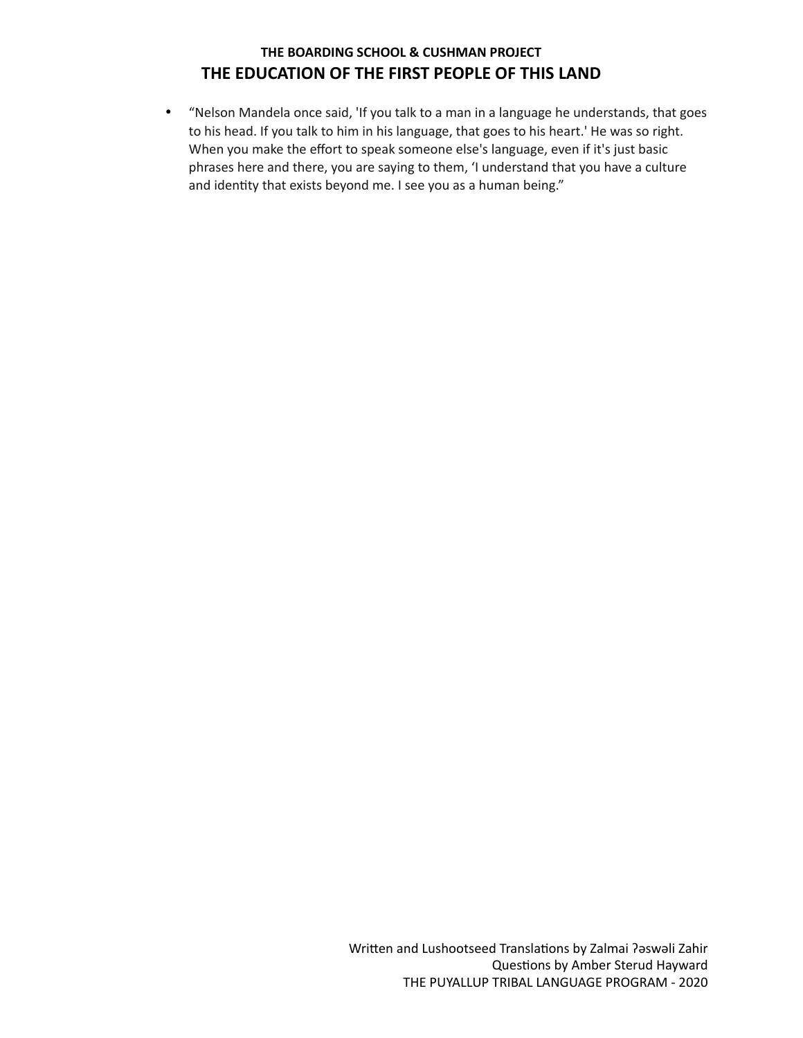- “Nelson Mandela once said, 'If you talk to a man in a language he understands, that goes to his head. If you talk to him in his language, that goes to his heart.' He was so right. When you make the effort to speak someone else's language, even if it's just basic phrases here and there, you are saying to them, ‘I understand that you have a culture and identity that exists beyond me. I see you as a human being.”